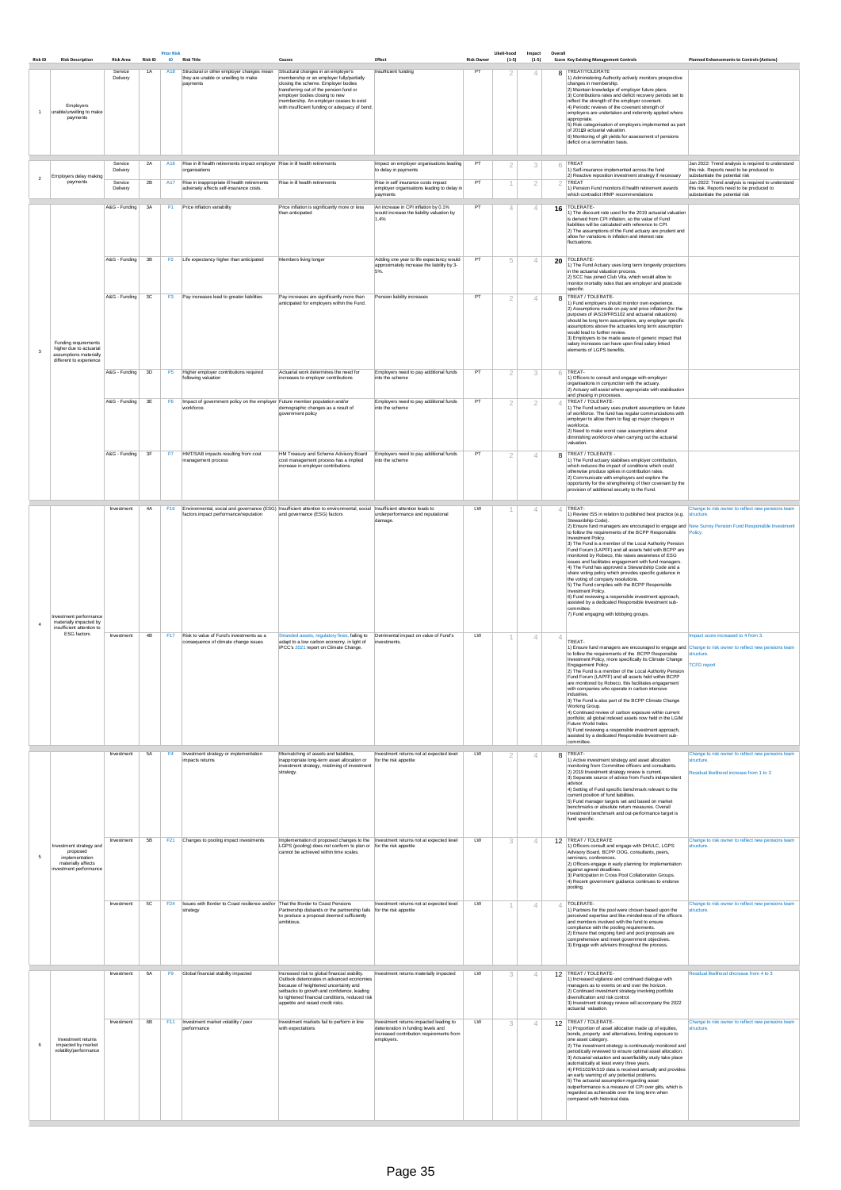| Risk ID | Risk Description | Risk Area | Risk ID | Prior Risk ID | Risk Title | Causes | Effect | Risk Owner | Likeli-hood (1-5) | Impact (1-5) | Overall Score | Key Existing Management Controls | Planned Enhancements to Controls (Actions) |
|---|---|---|---|---|---|---|---|---|---|---|---|---|---|
| 1 | Employers unable/unwilling to make payments | Service Delivery | 1A | A18 | Structural or other employer changes mean they are unable or unwilling to make payments | Structural changes in an employer's membership or an employer fully/partially closing the scheme. Employer bodies transferring out of the pension fund or employer bodies closing to new membership. An employer ceases to exist with insufficient funding or adequacy of bond. | Insufficient funding | PT | 2 | 4 | 8 | TREAT/TOLERATE<br>1) Administering Authority actively monitors prospective changes in membership.<br>2) Maintain knowledge of employer future plans.<br>3) Contributions rates and deficit recovery periods set to reflect the strength of the employer covenant.<br>4) Periodic reviews of the covenant strength of employers are undertaken and indemnity applied where appropriate.<br>5) Risk categorisation of employers implemented as part of 20192 actuarial valuation.<br>6) Monitoring of gilt yields for assessment of pensions deficit on a termination basis. | |
| 2 | Employers delay making payments | Service Delivery | 2A | A16 | Rise in ill health retirements impact employer organisations | Rise in ill health retirements | Impact on employer organisations leading to delay in payments | PT | 2 | 3 | 6 | TREAT<br>1) Self-insurance implemented across the fund<br>2) Reactive reposition investment strategy if necessary | Jan 2022: Trend analysis is required to understand this risk. Reports need to be produced to substantiate the potential risk |
| | | Service Delivery | 2B | A17 | Rise in inappropriate ill health retirements adversely affects self-insurance costs. | Rise in ill health retirements | Rise in self insurance costs impact employer organisations leading to delay in payments | PT | 1 | 2 | 2 | TREAT<br>1) Pension Fund monitors ill health retirement awards which contradict IRMP recommendations | Jan 2022: Trend analysis is required to understand this risk. Reports need to be produced to substantiate the potential risk |
| 3 | Funding requirements higher due to actuarial assumptions materially different to experience | A&G - Funding | 3A | F1 | Price inflation variability | Price inflation is significantly more or less than anticipated | An increase in CPI inflation by 0.1% would increase the liability valuation by 1.4% | PT | 4 | 4 | 16 | TOLERATE-<br>1) The discount rate used for the 2019 actuarial valuation is derived from CPI inflation, so the value of Fund liabilities will be calculated with reference to CPI.<br>2) The assumptions of the Fund actuary are prudent and allow for variations in inflation and interest rate fluctuations. | |
| | | A&G - Funding | 3B | F2 | Life expectancy higher than anticipated | Members living longer | Adding one year to life expectancy would approximately increase the liability by 3-5%. | PT | 5 | 4 | 20 | TOLERATE-<br>1) The Fund Actuary uses long term longevity projections in the actuarial valuation process.<br>2) SCC has joined Club Vita, which would allow to monitor mortality rates that are employer and postcode specific. | |
| | | A&G - Funding | 3C | F3 | Pay increases lead to greater liabilities | Pay increases are significantly more than anticipated for employers within the Fund. | Pension liability increases | PT | 2 | 4 | 8 | TREAT / TOLERATE-<br>1) Fund employers should monitor own experience.<br>2) Assumptions made on pay and price inflation (for the purposes of IAS19/FRS102 and actuarial valuations) should be long term assumptions, any employer specific assumptions above the actuaries long term assumption would lead to further review.<br>3) Employers to be made aware of generic impact that salary increases can have upon final salary linked elements of LGPS benefits. | |
| | | A&G - Funding | 3D | F5 | Higher employer contributions required following valuation | Actuarial work determines the need for increases to employer contributions | Employers need to pay additional funds into the scheme | PT | 2 | 3 | 6 | TREAT-<br>1) Officers to consult and engage with employer organisations in conjunction with the actuary.<br>2) Actuary will assist where appropriate with stabilisation and phasing in processes. | |
| | | A&G - Funding | 3E | F6 | Impact of government policy on the employer workforce. | Future member population and/or demographic changes as a result of government policy | Employers need to pay additional funds into the scheme | PT | 2 | 2 | 4 | TREAT / TOLERATE-<br>1) The Fund actuary uses prudent assumptions on future of workforce. The fund has regular communications with employer to allow them to flag up major changes in workforce.<br>2) Need to make worst case assumptions about diminishing workforce when carrying out the actuarial valuation. | |
| | | A&G - Funding | 3F | F7 | HMT/SAB impacts resulting from cost management process | HM Treasury and Scheme Advisory Board cost management process has a implied increase in employer contributions. | Employers need to pay additional funds into the scheme | PT | 2 | 4 | 8 | TREAT / TOLERATE -<br>1) The Fund actuary stabilises employer contribution, which reduces the impact of conditions which could otherwise produce spikes in contribution rates.<br>2) Communicate with employers and explore the opportunity for the strengthening of their covenant by the provision of additional security to the Fund. | |
| 4 | Investment performance materially impacted by insufficient attention to ESG factors | Investment | 4A | F16 | Environmental, social and governance (ESG) factors impact performance/reputation | Insufficient attention to environmental, social and governance (ESG) factors | Insufficient attention leads to underperformance and reputational damage. | LW | 1 | 4 | 4 | TREAT-<br>1) Review ISS in relation to published best practice (e.g. Stewardship Code).<br>2) Ensure fund managers are encouraged to engage and to follow the requirements of the BCPP Responsible Investment Policy.<br>3) The Fund is a member of the Local Authority Pension Fund Forum (LAPFF) and all assets held with BCPP are monitored by Robeco, this raises awareness of ESG issues and facilitates engagement with fund managers.<br>4) The Fund has approved a Stewardship Code and a share voting policy which provides specific guidance in the voting of company resolutions.<br>5) The Fund complies with the BCPP Responsible Investment Policy.<br>6) Fund reviewing a responsible investment approach, assisted by a dedicated Responsible Investment sub-committee.<br>7) Fund engaging with lobbying groups. | Change to risk owner to reflect new pensions team structure.<br>New Surrey Pension Fund Responsible Investment Policy. |
| | | Investment | 4B | F17 | Risk to value of Fund's investments as a consequence of climate change issues | Stranded assets, regulatory fines, failing to adapt to a low carbon economy, in light of IPCC's 2021 report on Climate Change. | Detrimental impact on value of Fund's investments. | LW | 1 | 4 | 4 | TREAT-<br>1) Ensure fund managers are encouraged to engage and to follow the requirements of the BCPP Responsible Investment Policy, more specifically its Climate Change Engagement Policy.<br>2) The Fund is a member of the Local Authority Pension Fund Forum (LAPFF) and all assets held within BCPP are monitored by Robeco, this facilitates engagement with companies who operate in carbon intensive industries.<br>3) The Fund is also part of the BCPP Climate Change Working Group.<br>4) Continued review of carbon exposure within current portfolio; all global indexed assets now held in the LGIM Future World Index.<br>5) Fund reviewing a responsible investment approach, assisted by a dedicated Responsible Investment sub-committee. | Impact score increased to 4 from 3.<br>Change to risk owner to reflect new pensions team structure.<br>TCFD report |
| 5 | Investment strategy and proposed implementation materially affects investment performance | Investment | 5A | F4 | Investment strategy or implementation impacts returns | Mismatching of assets and liabilities, inappropriate long-term asset allocation or investment strategy, mistiming of investment strategy. | Investment returns not at expected level for the risk appetite | LW | 2 | 4 | 8 | TREAT-<br>1) Active investment strategy and asset allocation monitoring from Committee officers and consultants.<br>2) 2019 Investment strategy review is current.<br>3) Separate source of advice from Fund's independent advisor.<br>4) Setting of Fund specific benchmark relevant to the current position of fund liabilities.<br>5) Fund manager targets set and based on market benchmarks or absolute return measures. Overall investment benchmark and out-performance target is fund specific. | Change to risk owner to reflect new pensions team structure.<br>Residual likelihood increase from 1 to 2 |
| | | Investment | 5B | F21 | Changes to pooling impact investments | Implementation of proposed changes to the LGPS (pooling) does not conform to plan or cannot be achieved within time scales. | Investment returns not at expected level for the risk appetite | LW | 3 | 4 | 12 | TREAT / TOLERATE<br>1) Officers consult and engage with DHULC, LGPS Advisory Board, BCPP OOG, consultants, peers, seminars, conferences.<br>2) Officers engage in early planning for implementation against agreed deadlines.<br>3) Participation in Cross Pool Collaboration Groups.<br>4) Recent government guidance continues to endorse pooling. | Change to risk owner to reflect new pensions team structure. |
| | | Investment | 5C | F24 | Issues with Border to Coast resilience and/or strategy | That the Border to Coast Pensions Partnership disbands or the partnership fails to produce a proposal deemed sufficiently ambitious. | Investment returns not at expected level for the risk appetite | LW | 1 | 4 | 4 | TOLERATE-<br>1) Partners for the pool were chosen based upon the perceived expertise and like-mindedness of the officers and members involved with the fund to ensure compliance with the pooling requirements.<br>2) Ensure that ongoing fund and pool proposals are comprehensive and meet government objectives.<br>3) Engage with advisors throughout the process. | Change to risk owner to reflect new pensions team structure. |
| 6 | Investment returns impacted by market volatility/performance | Investment | 6A | F9 | Global financial stability impacted | Increased risk to global financial stability. Outlook deteriorates in advanced economies because of heightened uncertainty and setbacks to growth and confidence, leading to tightened financial conditions, reduced risk appetite and raised credit risks. | Investment returns materially impacted | LW | 3 | 4 | 12 | TREAT / TOLERATE-<br>1) Increased vigilance and continued dialogue with managers as to events on and over the horizon.<br>2) Continued investment strategy involving portfolio diversification and risk control.<br>3) Investment strategy review will accompany the 2022 actuarial valuation. | Residual likelihood decrease from 4 to 3 |
| | | Investment | 6B | F11 | Investment market volatility / poor performance | Investment markets fail to perform in line with expectations | Investment returns impacted leading to deterioration in funding levels and increased contribution requirements from employers. | LW | 3 | 4 | 12 | TREAT / TOLERATE-<br>1) Proportion of asset allocation made up of equities, bonds, property and alternatives, limiting exposure to one asset category.<br>2) The investment strategy is continuously monitored and periodically reviewed to ensure optimal asset allocation.<br>3) Actuarial valuation and asset/liability study take place automatically at least every three years.<br>4) FRS102/IAS19 data is received annually and provides an early warning of any potential problems.<br>5) The actuarial assumption regarding asset outperformance is a measure of CPI over gilts, which is regarded as achievable over the long term when compared with historical data. | Change to risk owner to reflect new pensions team structure. |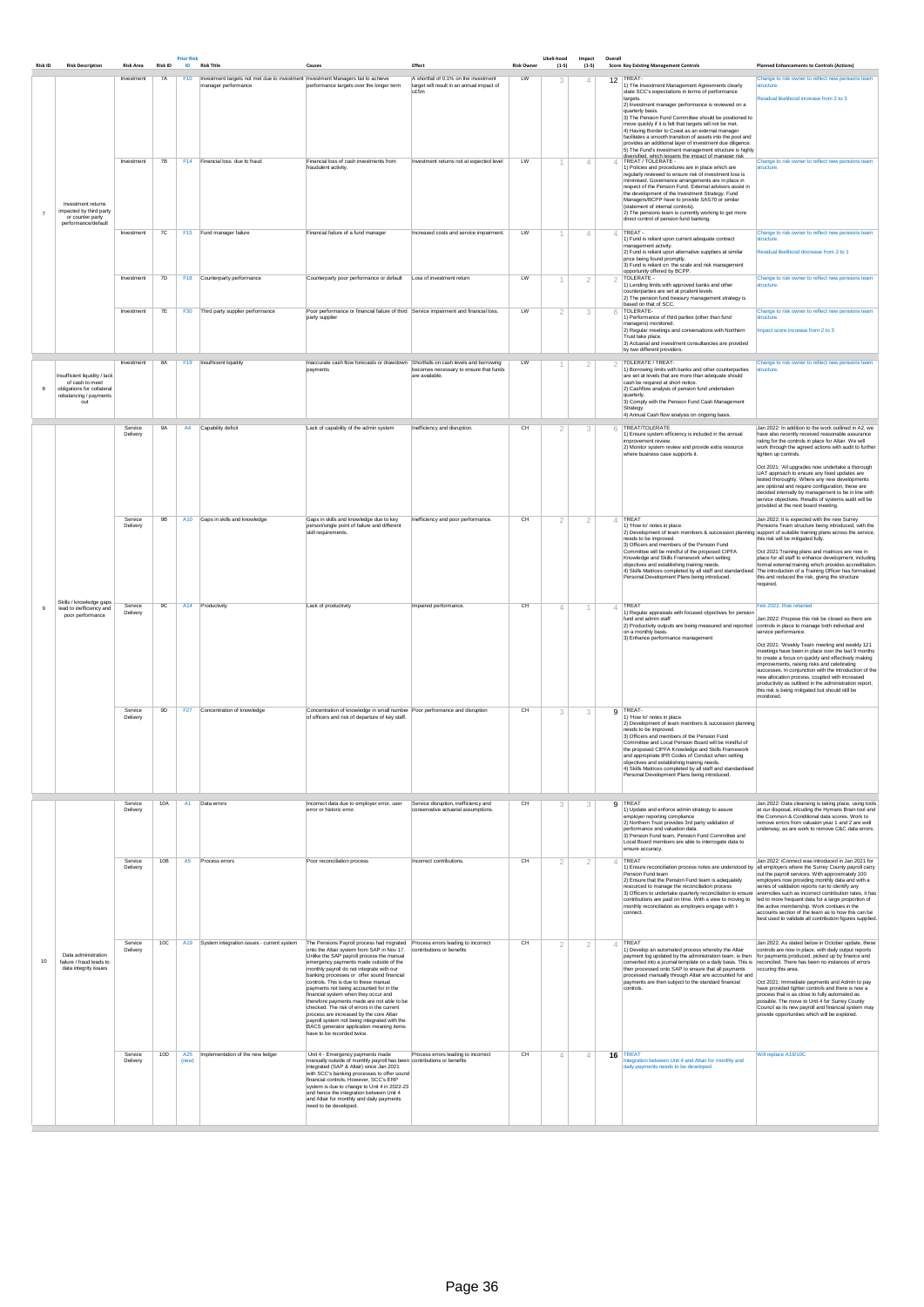| Risk ID | Risk Description | Risk Area | Risk ID | Prior Risk ID | Risk Title | Causes | Effect | Risk Owner | Likeli-hood (1-5) | Impact (1-5) | Overall Score | Key Existing Management Controls | Planned Enhancements to Controls (Actions) |
|---|---|---|---|---|---|---|---|---|---|---|---|---|---|
| 7 | Investment returns impacted by third party or counter party performance/default | Investment | 7A | F10 | Investment targets not met due to investment manager performance | Investment Managers fail to achieve performance targets over the longer term | A shortfall of 0.1% on the investment target will result in an annual impact of c£5m | LW | 3 | 4 | 12 | TREAT-<br>1) The Investment Management Agreements clearly state SCC's expectations in terms of performance targets.<br>2) Investment manager performance is reviewed on a quarterly basis.<br>3) The Pension Fund Committee should be positioned to move quickly if it is felt that targets will not be met.<br>4) Having Border to Coast as an external manager facilitates a smooth transition of assets into the pool and provides an additional layer of investment due diligence.<br>5) The Fund's investment management structure is highly diversified, which lessens the impact of manager risk. | Change to risk owner to reflect new pensions team structure.<br><br>Residual likelihood increase from 2 to 3 |
| | | Investment | 7B | F14 | Financial loss due to fraud | Financial loss of cash investments from fraudulent activity. | Investment returns not at expected level | LW | 1 | 4 | 4 | TREAT / TOLERATE -<br>1) Policies and procedures are in place which are regularly reviewed to ensure risk of investment loss is minimised. Governance arrangements are in place in respect of the Pension Fund. External advisors assist in the development of the Investment Strategy. Fund Managers/BCPP have to provide SAS70 or similar (statement of internal controls).<br>2) The pensions team is currently working to get more direct control of pension fund banking. | Change to risk owner to reflect new pensions team structure. |
| | | Investment | 7C | F15 | Fund manager failure | Financial failure of a fund manager | Increased costs and service impairment. | LW | 1 | 4 | 4 | TREAT -<br>1) Fund is reliant upon current adequate contract management activity.<br>2) Fund is reliant upon alternative suppliers at similar price being found promptly.<br>3) Fund is reliant on the scale and risk management opportunity offered by BCPP. | Change to risk owner to reflect new pensions team structure.<br><br>Residual likelihood decrease from 2 to 1 |
| | | Investment | 7D | F18 | Counterparty performance | Counterparty poor performance or default | Loss of investment return | LW | 1 | 2 | 2 | TOLERATE -<br>1) Lending limits with approved banks and other counterparties are set at prudent levels<br>2) The pension fund treasury management strategy is based on that of SCC. | Change to risk owner to reflect new pensions team structure. |
| | | Investment | 7E | F30 | Third party supplier performance | Poor performance or financial failure of third party supplier | Service impairment and financial loss. | LW | 2 | 3 | 6 | TOLERATE-<br>1) Performance of third parties (other than fund managers) monitored.<br>2) Regular meetings and conversations with Northern Trust take place.<br>3) Actuarial and investment consultancies are provided by two different providers. | Change to risk owner to reflect new pensions team structure.<br><br>Impact score increase from 2 to 3 |
| 8 | Insufficient liquidity / lack of cash to meet obligations for collateral rebalancing / payments out | Investment | 8A | F19 | Insufficient liquidity | Inaccurate cash flow forecasts or drawdown payments | Shortfalls on cash levels and borrowing becomes necessary to ensure that funds are available. | LW | 1 | 2 | 2 | TOLERATE / TREAT-<br>1) Borrowing limits with banks and other counterparties are set at levels that are more than adequate should cash be required at short notice.<br>2) Cashflow analysis of pension fund undertaken quarterly.<br>3) Comply with the Pension Fund Cash Management Strategy.<br>4) Annual Cash flow analysis on ongoing basis. | Change to risk owner to reflect new pensions team structure. |
| 9 | Skills / knowledge gaps lead to inefficiency and poor performance | Service Delivery | 9A | A4 | Capability deficit | Lack of capability of the admin system | Inefficiency and disruption. | CH | 2 | 3 | 6 | TREAT/TOLERATE<br>1) Ensure system efficiency is included in the annual improvement review.<br>2) Monitor system review and provide extra resource where business case supports it. | Jan 2022: In addition to the work outlined in A2, we have also recently received reasonable assurance rating for the controls in place for Altair. We will work through the agreed actions with audit to further tighten up controls.<br><br>Oct 2021: 'All upgrades now undertake a thorough UAT approach to ensure any fixed updates are tested thoroughly. Where any new developments are optional and require configuration, these are decided internally by management to be in line with service objectives. Results of systems audit will be provided at the next board meeting. |
| | | Service Delivery | 9B | A10 | Gaps in skills and knowledge | Gaps in skills and knowledge due to key person/single point of failure and different skill requirements. | Inefficiency and poor performance. | CH | 2 | 2 | 4 | TREAT<br>1) 'How to' notes in place.<br>2) Development of team members & succession planning needs to be improved.<br>3) Officers and members of the Pension Fund Committee will be mindful of the proposed CIPFA Knowledge and Skills Framework when setting objectives and establishing training needs.<br>4) Skills Matrices completed by all staff and standardised Personal Development Plans being introduced. | Jan 2022: It is expected with the new Surrey Pensions Team structure being introduced, with the support of suitable training plans across the service, this risk will be mitigated fully.<br><br>Oct 2021:Training plans and matrices are now in place for all staff to enhance development, including formal external training which provides accreditation. The introduction of a Training Officer has formalised this and reduced the risk, giving the structure required. |
| | | Service Delivery | 9C | A14 | Productivity | Lack of productivity | Impaired performance. | CH | 4 | 1 | 4 | TREAT<br>1) Regular appraisals with focused objectives for pension fund and admin staff<br>2) Productivity outputs are being measured and reported on a monthly basis.<br>3) Enhance performance management | Feb 2022: Risk retained<br><br>Jan 2022: Propose this risk be closed as there are controls in place to manage both individual and service performance.<br><br>Oct 2021: 'Weekly Team meeting and weekly 121 meetings have been in place over the last 9 months to create a focus on quickly and effectively making improvements, raising risks and celebrating successes. In conjunction with the introduction of the new allocation process, coupled with increased productivity as outlined in the administration report, this risk is being mitigated but should still be monitored. |
| | | Service Delivery | 9D | F27 | Concentration of knowledge | Concentration of knowledge in small number of officers and risk of departure of key staff. | Poor perfromance and disruption | CH | 3 | 3 | 9 | TREAT-<br>1) 'How to' notes in place.<br>2) Development of team members & succession planning needs to be improved.<br>3) Officers and members of the Pension Fund Committee and Local Pension Board will be mindful of the proposed CIPFA Knowledge and Skills Framework and appropriate tPR Codes of Conduct when setting objectives and establishing training needs.<br>4) Skills Matrices completed by all staff and standardised Personal Development Plans being introduced. | |
| 10 | Data administration failure / fraud leads to data integrity issues | Service Delivery | 10A | A1 | Data errors | Incorrect data due to employer error, user error or historic error. | Service disruption, inefficiency and conservative actuarial assumptions. | CH | 3 | 3 | 9 | TREAT<br>1) Update and enforce admin strategy to assure employer reporting compliance.<br>2) Northern Trust provides 3rd party validation of performance and valuation data.<br>3) Pension Fund team, Pension Fund Committee and Local Board members are able to interrogate data to ensure accuracy. | Jan 2022: Data cleansing is taking place, using tools at our disposal, including the Hymans Brain tool and the Common & Conditional data scores. Work to remove errors from valuation year 1 and 2 are well underway, as are work to remove C&C data errors. |
| | | Service Delivery | 10B | A5 | Process errors | Poor reconciliation process | Incorrect contributions. | CH | 2 | 2 | 4 | TREAT<br>1) Ensure reconciliation process notes are understood by Pension Fund team<br>2) Ensure that the Pension Fund team is adequately resourced to manage the reconciliation process<br>3) Officers to undertake quarterly reconciliation to ensure contributions are paid on time. With a view to moving to monthly reconciliation as employers engage with I-connect. | Jan 2022: iConnect was introduced in Jan 2021 for all employers where the Surrey County payroll carry out the payroll services. With approximately 100 employers now providing monthly data and with a series of validation reports run to identify any anomolies such as incorrect contribution rates, it has led to more frequent data for a large proportion of the active membership. Work contiues in the accounts section of the team as to how this can be best used to validate all contribution figures supplied. |
| | | Service Delivery | 10C | A19 | System integration issues - current system | The Pensions Payroll process had migrated onto the Altair system from SAP in Nov 17. Unlike the SAP payroll process the manual emergency payments made outside of the monthly payroll do not integrate with our banking processes or offer sound financial controls. This is due to these manual payments not being accounted for in the financial system when they occur and therefore payments made are not able to be checked. The risk of errors in the current process are increased by the core Altair payroll system not being integrated with the BACS generator application meaning items have to be recorded twice. | Process errors leading to incorrect contributions or benefits | CH | 2 | 2 | 4 | TREAT<br>1) Develop an automated process whereby the Altair payment log updated by the administration team, is then converted into a journal template on a daily basis. This is then processed onto SAP to ensure that all payments processed manually through Altair are accounted for and payments are then subject to the standard financial controls. | Jan 2022: As stated below in October update, these controls are now in place, with daily output reports for payments produced, picked up by finance and reconciled. There has been no instances of errors occuring this area.<br><br>Oct 2021: Immediate payments and Admin to pay have provided tighter controls and there is now a process that is as close to fully automated as possible. The move to Unit 4 for Surrey County Council as its new payroll and financial system may provide opportunities which will be explored. |
| | | Service Delivery | 10D | A25 (new) | Implementation of the new ledger | Unit 4 - Emergency payments made manually outside of monthly payroll has been integrated (SAP & Altair) since Jan 2021 with SCC's banking processes to offer sound financial controls. However, SCC's ERP system is due to change to Unit 4 in 2022-23 and hence the integration between Unit 4 and Altair for monthly and daily payments need to be developed. | Process errors leading to incorrect contributions or benefits | CH | 4 | 4 | 16 | TREAT<br>Integration between Unit 4 and Altair for monthly and daily payments needs to be developed. | Will replace A19/10C |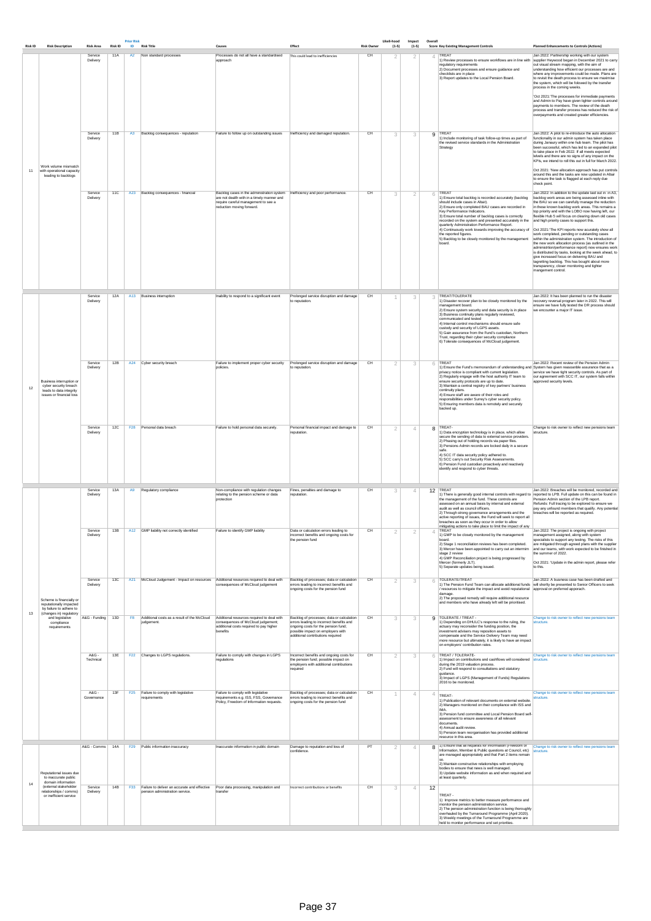| Risk ID | Risk Description | Risk Area | Risk ID | Prior Risk ID | Risk Title | Causes | Effect | Risk Owner | Likeli-hood (1-5) | Impact (1-5) | Overall Score | Key Existing Management Controls | Planned Enhancements to Controls (Actions) |
|---|---|---|---|---|---|---|---|---|---|---|---|---|---|
| 11 | Work volume mismatch with operational capacity leading to backlogs | Service Delivery | 11A | A2 | Non standard processes | Processes do not all have a standardised approach | This could lead to inefficiencies | CH | 2 | 2 | 4 | TREAT<br>1) Review processes to ensure workflows are in line with regulatory requirements<br>2) Document processes and ensure guidance and checklists are in place<br>3) Report updates to the Local Pension Board. | Jan 2022: Partnership working with our system supplier Heywood began in December 2021 to carry out visual stream mapping, with the aim of understanding how efficient our processes are and where any improvements could be made. Plans are to revisit the death process to ensure we maximise the system, which will be followed by the transfer process in the coming weeks.<br><br>Oct 2021: The processes for immediate payments and Admin to Pay have given tighter controls around payments to members. The review of the death process and transfer process has reduced the risk of overpayments and created greater efficiencies. |
| | | Service Delivery | 11B | A3 | Backlog consequences - reputation | Failure to follow up on outstanding issues | Inefficiency and damaged reputation. | CH | 3 | 3 | 9 | TREAT<br>1) Include monitoring of task follow-up times as part of the revised service standards in the Administration Strategy | Jan 2022: A pilot to re-introduce the auto allocation functionality in our admin system has taken place during January within one hub team. The pilot has been successful, which has led to an expanded pilot to take place in Feb 2022. If all meets expected tolerances and there are no signs of any impact on the KPIs, we intend to roll this out in full for March 2022.<br><br>Oct 2021: 'New allocation approach has put controls around this and the tasks are now updated in Altair to ensure the task is flagged at each reply due check point. |
| | | Service Delivery | 11C | A23 | Backlog consequences - financial | Backlog cases in the administration system are not dealt with in a timely manner and require careful management to see a reduction moving forward. | Inefficiency and poor performance. | CH | 3 | 2 | 6 | TREAT<br>1) Ensure total backlog is recorded accurately (backlog should include cases in Altair).<br>2) Ensure only completed BAU cases are recorded in Key Performance Indicators.<br>3) Ensure total number of backlog cases is correctly recorded on the system and presented accurately in the quarterly Administration Performance Report.<br>4) Continuously work towards improving the accuracy of the reported figures.<br>5) Backlog to be closely monitored by the management board. | Jan 2022: In addition to the update laid out in in A3, backlog work areas are being assessed inline with the BAU so we can carefully manage the reduction in these known backlog work areas. This remains a top priority and with the LOBO now having left, our flexible Hub 5 will focus on clearing down old cases and high priority cases to support this.<br><br>Oct 2021:'The KPI reports now accurately show all work completed, pending or outstanding cases within the administration system. The introduction of the new work allocation process (as outlined in the administration/performance report) now ensures work is distributed by tasks, looking at the week ahead, to give increased focus on delivering BAU and targetting backlog. This has bought about more transparency, closer monitoring and tighter mangement control. |
| 12 | Business interruption or cyber security breach leads to data integrity issues or financial loss | Service Delivery | 12A | A13 | Business interruption | Inability to respond to a significant event | Prolonged service disruption and damage to reputation. | CH | 1 | 3 | 3 | TREAT/TOLERATE<br>1) Disaster recover plan to be closely monitored by the management board.<br>2) Ensure system security and data security is in place<br>3) Business continuity plans regularly reviewed, communicated and tested<br>4) Internal control mechanisms should ensure safe custody and security of LGPS assets.<br>5) Gain assurance from the Fund's custodian, Northern Trust, regarding their cyber security compliance<br>6) Tolerate consequences of McCloud judgement. | Jan 2022: It has been planned to run the disaster recovery reversal program later in 2022. This will ensure we have fully tested the DR process should we encounter a major IT issue. |
| | | Service Delivery | 12B | A24 | Cyber security breach | Failure to implement proper cyber security policies. | Prolonged service disruption and damage to reputation. | CH | 2 | 3 | 6 | TREAT<br>1) Ensure the Fund's memorandum of understanding and privacy notice is compliant with current legislation.<br>2) Regularly engage with the host authority IT team to ensure security protocols are up to date.<br>3) Maintain a central registry of key partners' business continuity plans.<br>4) Ensure staff are aware of their roles and responsibilities under Surrey's cyber security policy.<br>5) Ensuring members data is remotely and securely backed up. | Jan 2022: Recent review of the Pension Admin System has given reasonable assurance that as a service we have tight security controls. As part of our agreement with SCC IT, our system falls within approved security levels. |
| | | Service Delivery | 12C | F28 | Personal data breach | Failure to hold personal data securely. | Personal financial impact and damage to reputation. | CH | 2 | 4 | 8 | TREAT-<br>1) Data encryption technology is in place, which allow secure the sending of data to external service providers.<br>2) Phasing out of holding records via paper files.<br>3) Pensions Admin records are locked daily in a secure safe.<br>4) SCC IT data security policy adhered to.<br>5) SCC carry's out Security Risk Assessments.<br>6) Pension Fund custodian proactively and reactively identify and respond to cyber threats. | Change to risk owner to reflect new pensions team structure. |
| 13 | Scheme is financially or reputationally impacted by failure to adhere to (changes in) regulatory and legislative compliance requirements | Service Delivery | 13A | A9 | Regulatory compliance | Non-compliance with regulation changes relating to the pension scheme or data protection | Fines, penalties and damage to reputation. | CH | 3 | 4 | 12 | TREAT<br>1) There is generally good internal controls with regard to the management of the fund. These controls are assessed on an annual basis by internal and external audit as well as council officers.<br>2) Through strong governance arrangements and the active reporting of issues, the Fund will seek to report all breaches as soon as they occur in order to allow mitigating actions to take place to limit the impact of any | Jan 2022: Breaches will be monitored, recorded and reported to LPB. Full update on this can be found in Pension Admin section of the LPB report. Refunds: Full tracing to be explored to ensure we pay any unfound members that qualify. Any potential breaches will be reported as required. |
| | | Service Delivery | 13B | A12 | GMP liability not correctly identified | Failure to identify GMP liability | Data or calculation errors leading to incorrect benefits and ongoing costs for the pension fund | CH | 2 | 2 | 4 | TREAT<br>1) GMP to be closely monitored by the management board.<br>2) Stage 1 reconciliation reviews has been completed.<br>3) Mercer have been appointed to carry out an intermim stage 2 review<br>4) GMP Reconciliation project is being progressed by Mercer (formerly JLT).<br>5) Separate updates being issued. | Jan 2022: The project is ongoing with project management assigned, along with system specialists to support any testing. The risks of this are mitigated through agreed plans with the supplier and our teams, with work expected to be finished in the summer of 2022.<br><br>Oct 2021: 'Update in the admin report, please refer to this. |
| | | Service Delivery | 13C | A21 | McCloud Judgement - Impact on resources | Additional resources required to deal with consequences of McCloud judgement | Backlog of processes; data or calculation errors leading to incorrect benefits and ongoing costs for the pension fund | CH | 2 | 3 | 6 | TOLERATE/TREAT<br>1) The Pension Fund Team can allocate additional funds / resources to mitigate the impact and avoid reputational damage.<br>2) The proposed remedy will require additional resource and members who have already left will be prioritised. | Jan 2022: A business case has been drafted and will shortly be presented to Senior Officers to seek approval on preferred apporach. |
| | | A&G - Funding | 13D | F8 | Additional costs as a result of the McCloud judgement. | Additional resources required to deal with consequences of McCloud judgement; additional costs required to pay higher benefits | Backlog of processes; data or calculation errors leading to incorrect benefits and ongoing costs for the pension fund; possible impact on employers with additional contributions required | CH | 3 | 3 | 9 | TOLERATE / TREAT -<br>1) Depending on DHULC's response to the ruling, the actuary may reconsider the funding position, the investment advisers may reposition assets to compensate and the Service Delivery Team may need more resource but ultimately, it is likely to have an impact on employers' contribution rates. | Change to risk owner to reflect new pensions team structure. |
| | | A&G - Technical | 13E | F22 | Changes to LGPS regulations. | Failure to comply with changes in LGPS regulations | Incorrect benefits and ongoing costs for the pension fund; possible impact on employers with additional contributions required | CH | 2 | 3 | 6 | TREAT / TOLERATE-<br>1) Impact on contributions and cashflows will considered during the 2019 valuation process.<br>2) Fund will respond to consultations and statutory guidance.<br>3) Impact of LGPS (Management of Funds) Regulations 2016 to be monitored. | Change to risk owner to reflect new pensions team structure. |
| | | A&G - Governance | 13F | F25 | Failure to comply with legislative requirements | Failure to comply with legislative requirements e.g. ISS, FSS, Governance Policy, Freedom of Information requests. | Backlog of processes; data or calculation errors leading to incorrect benefits and ongoing costs for the pension fund | CH | 1 | 4 | 4 | TREAT-<br>1) Publication of relevant documents on external website.<br>2) Managers monitored on their compliance with ISS and IMA.<br>3) Pension fund committee and Local Pension Board self-assessment to ensure awareness of all relevant documents.<br>4) Annual audit review.<br>5) Pension team reorganisation has provided additional resource in this area. | Change to risk owner to reflect new pensions team structure. |
| 14 | Reputational issues due to inaccurate public domain information (external stakeholder relationships / comms) or inefficient service | A&G - Comms | 14A | F29 | Public information inaccuracy | Inaccurate information in public domain | Damage to reputation and loss of confidence. | PT | 2 | 4 | 8 | 1) Ensure that all requests for information (Freedom of Information, Member & Public questions at Council, etc) are managed appropriately and that Part 2 items remain so.<br>2) Maintain constructive relationships with employing bodies to ensure that news is well managed.<br>3) Update website information as and when required and at least quarterly. | Change to risk owner to reflect new pensions team structure. |
| | | Service Delivery | 14B | F33 | Failure to deliver an accurate and effective pension administration service. | Poor data processing, manipulation and transfer | Incorrect contributions or benefits | CH | 3 | 4 | 12 | TREAT -<br>1) Improve metrics to better measure performance and monitor the pension administration service.<br>2) The pension administration function is being thoroughly overhauled by the Turnaround Programme (April 2020).<br>3) Weekly meetings of the Turnaround Programme are held to monitor performance and set priorities. | |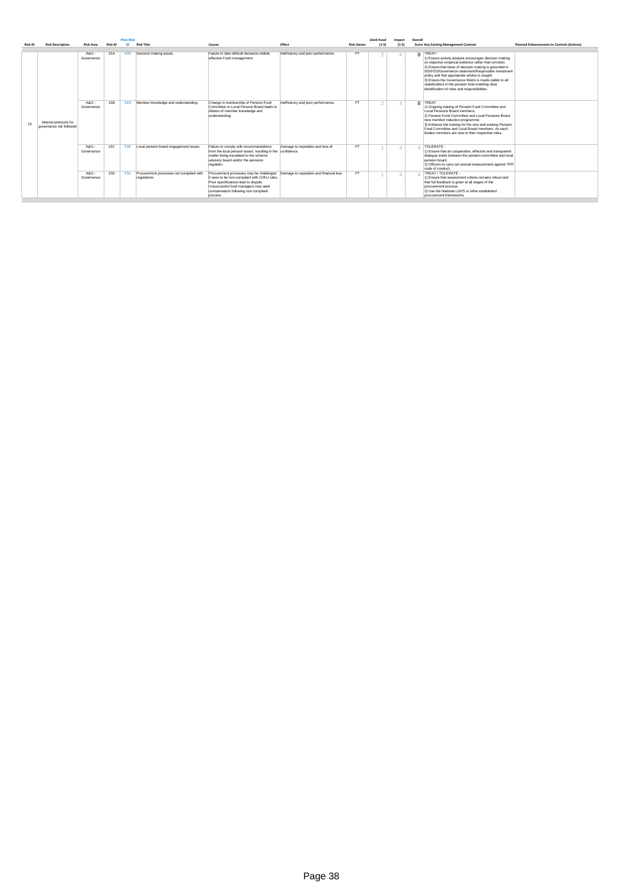| Risk ID | Risk Description | Risk Area | Risk ID | Prior Risk ID | Risk Title | Causes | Effect | Risk Owner | Likeli-hood (1-5) | Impact (1-5) | Overall Score | Key Existing Management Controls | Planned Enhancements to Controls (Actions) |
|---|---|---|---|---|---|---|---|---|---|---|---|---|---|
| 15 | Internal protocols for governance not followed | A&G - Governance | 15A | F20 | Decision making issues | Failure to take difficult decisions inhibits effective Fund management. | Inefficiency and poor performance. | PT | 2 | 4 | 8 | TREAT-<br>1) Ensure activity analysis encourages decision making on objective empirical evidence rather than emotion.<br>2) Ensure that basis of decision making is grounded in ISS/FSS/Governance statement/Responsible investment policy and that appropriate advice is sought.<br>3) Ensure the Governance Matrix is made visible to all stakeholders in the pension fund enabling clear identification of roles and responsibilities. | |
| | | A&G - Governance | 15B | F23 | Member knowledge and understanding. | Change in membership of Pension Fund Committee or Local Pension Board leads to dilution of member knowledge and understanding. | Inefficiency and poor performance. | PT | 2 | 4 | 8 | TREAT<br>1) Ongoing training of Pension Fund Committee and Local Pensions Board members.<br>2) Pension Fund Committee and Local Pensions Board new member induction programme.<br>3) Enhance the training for the new and existing Pension Fund Committee and Local Board members. As each bodies members are new to their respective roles. | |
| | | A&G - Governance | 15C | F26 | Local pension board engagement issues | Failure to comply with recommendations from the local pension board, resulting in the matter being escalated to the scheme advisory board and/or the pensions regulator. | Damage to reputation and loss of confidence. | PT | 1 | 4 | 4 | TOLERATE -<br>1) Ensure that an cooperative, effective and transparent dialogue exists between the pension committee and local pension board.<br>2) Officers to carry out annual measurement against TPR code of conduct. | |
| | | A&G - Governance | 15D | F31 | Procurement processes not compliant with regulations | Procurement processes may be challenged if seen to be non-compliant with OJEU rules. Poor specifications lead to dispute. Unsuccessful fund managers may seek compensation following non compliant process | Damage to reputation and financial loss | PT | 1 | 4 | 4 | TREAT / TOLERATE -<br>1) Ensure that assessment criteria remains robust and that full feedback is given at all stages of the procurement process.<br>2) Use the National LGPS or other established procurement frameworks. | |